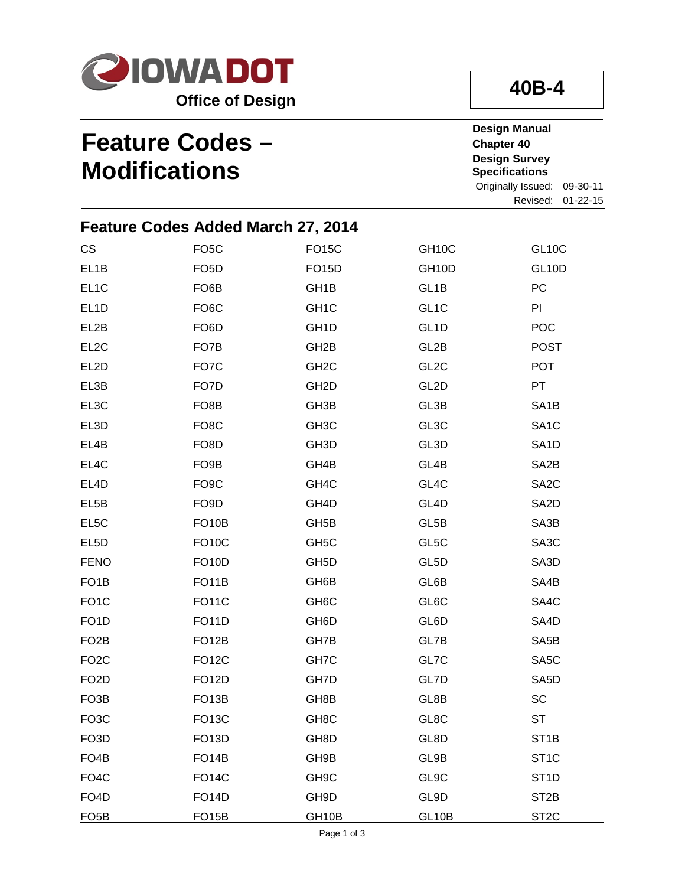Office of Design

# 40B-4

**Design Manual**
**Chapter 40**
**Design Survey Specifications**
Originally Issued: 09-30-11
Revised: 01-22-15

# Feature Codes – Modifications

## Feature Codes Added March 27, 2014

| | | | | |
|---|---|---|---|---|
| CS | FO5C | FO15C | GH10C | GL10C |
| EL1B | FO5D | FO15D | GH10D | GL10D |
| EL1C | FO6B | GH1B | GL1B | PC |
| EL1D | FO6C | GH1C | GL1C | PI |
| EL2B | FO6D | GH1D | GL1D | POC |
| EL2C | FO7B | GH2B | GL2B | POST |
| EL2D | FO7C | GH2C | GL2C | POT |
| EL3B | FO7D | GH2D | GL2D | PT |
| EL3C | FO8B | GH3B | GL3B | SA1B |
| EL3D | FO8C | GH3C | GL3C | SA1C |
| EL4B | FO8D | GH3D | GL3D | SA1D |
| EL4C | FO9B | GH4B | GL4B | SA2B |
| EL4D | FO9C | GH4C | GL4C | SA2C |
| EL5B | FO9D | GH4D | GL4D | SA2D |
| EL5C | FO10B | GH5B | GL5B | SA3B |
| EL5D | FO10C | GH5C | GL5C | SA3C |
| FENO | FO10D | GH5D | GL5D | SA3D |
| FO1B | FO11B | GH6B | GL6B | SA4B |
| FO1C | FO11C | GH6C | GL6C | SA4C |
| FO1D | FO11D | GH6D | GL6D | SA4D |
| FO2B | FO12B | GH7B | GL7B | SA5B |
| FO2C | FO12C | GH7C | GL7C | SA5C |
| FO2D | FO12D | GH7D | GL7D | SA5D |
| FO3B | FO13B | GH8B | GL8B | SC |
| FO3C | FO13C | GH8C | GL8C | ST |
| FO3D | FO13D | GH8D | GL8D | ST1B |
| FO4B | FO14B | GH9B | GL9B | ST1C |
| FO4C | FO14C | GH9C | GL9C | ST1D |
| FO4D | FO14D | GH9D | GL9D | ST2B |
| FO5B | FO15B | GH10B | GL10B | ST2C |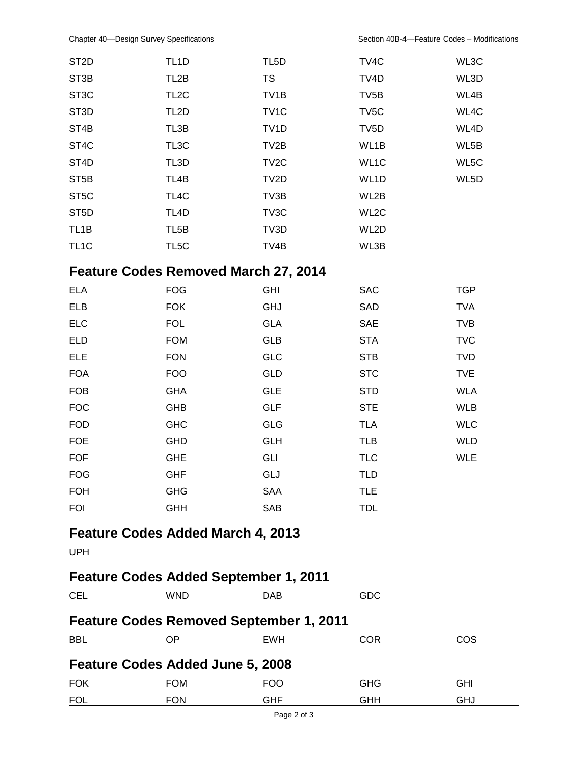| | | | | |
|---|---|---|---|---|
| ST2D | TL1D | TL5D | TV4C | WL3C |
| ST3B | TL2B | TS | TV4D | WL3D |
| ST3C | TL2C | TV1B | TV5B | WL4B |
| ST3D | TL2D | TV1C | TV5C | WL4C |
| ST4B | TL3B | TV1D | TV5D | WL4D |
| ST4C | TL3C | TV2B | WL1B | WL5B |
| ST4D | TL3D | TV2C | WL1C | WL5C |
| ST5B | TL4B | TV2D | WL1D | WL5D |
| ST5C | TL4C | TV3B | WL2B | |
| ST5D | TL4D | TV3C | WL2C | |
| TL1B | TL5B | TV3D | WL2D | |
| TL1C | TL5C | TV4B | WL3B | |

## Feature Codes Removed March 27, 2014

| | | | | |
|---|---|---|---|---|
| ELA | FOG | GHI | SAC | TGP |
| ELB | FOK | GHJ | SAD | TVA |
| ELC | FOL | GLA | SAE | TVB |
| ELD | FOM | GLB | STA | TVC |
| ELE | FON | GLC | STB | TVD |
| FOA | FOO | GLD | STC | TVE |
| FOB | GHA | GLE | STD | WLA |
| FOC | GHB | GLF | STE | WLB |
| FOD | GHC | GLG | TLA | WLC |
| FOE | GHD | GLH | TLB | WLD |
| FOF | GHE | GLI | TLC | WLE |
| FOG | GHF | GLJ | TLD | |
| FOH | GHG | SAA | TLE | |
| FOI | GHH | SAB | TDL | |

## Feature Codes Added March 4, 2013

UPH

## Feature Codes Added September 1, 2011

| | | | |
|---|---|---|---|
| CEL | WND | DAB | GDC |

## Feature Codes Removed September 1, 2011

| | | | | |
|---|---|---|---|---|
| BBL | OP | EWH | COR | COS |

## Feature Codes Added June 5, 2008

| | | | | |
|---|---|---|---|---|
| FOK | FOM | FOO | GHG | GHI |
| FOL | FON | GHF | GHH | GHJ |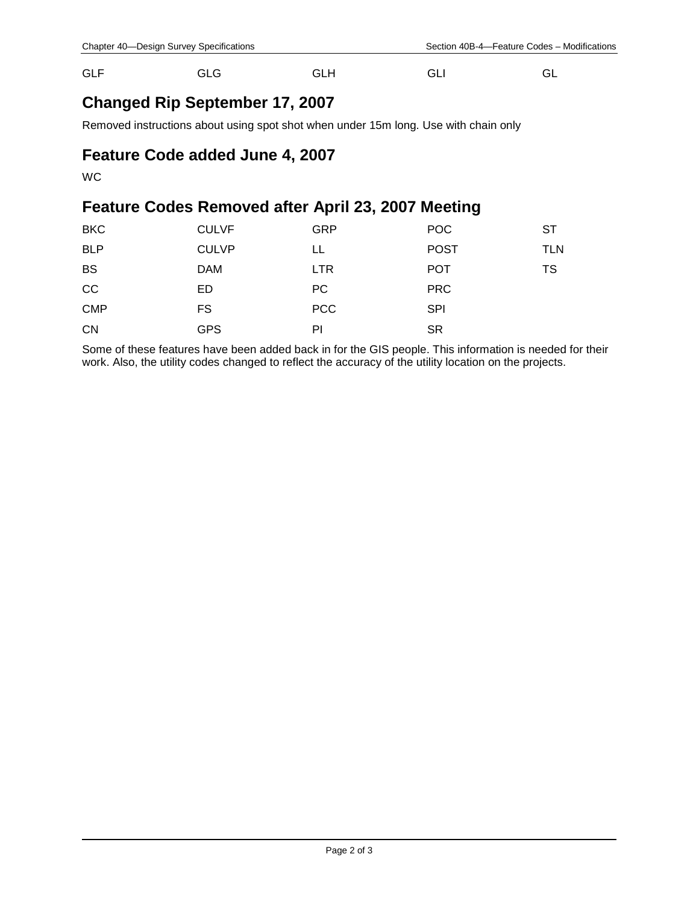| GLF | GLG | GLH | GLI | GL |
|---|---|---|---|---|

## Changed Rip September 17, 2007

Removed instructions about using spot shot when under 15m long. Use with chain only

## Feature Code added June 4, 2007

WC

## Feature Codes Removed after April 23, 2007 Meeting

| BKC | CULVF | GRP | POC | ST |
|---|---|---|---|---|
| BLP | CULVP | LL | POST | TLN |
| BS | DAM | LTR | POT | TS |
| CC | ED | PC | PRC | |
| CMP | FS | PCC | SPI | |
| CN | GPS | PI | SR | |

Some of these features have been added back in for the GIS people. This information is needed for their work. Also, the utility codes changed to reflect the accuracy of the utility location on the projects.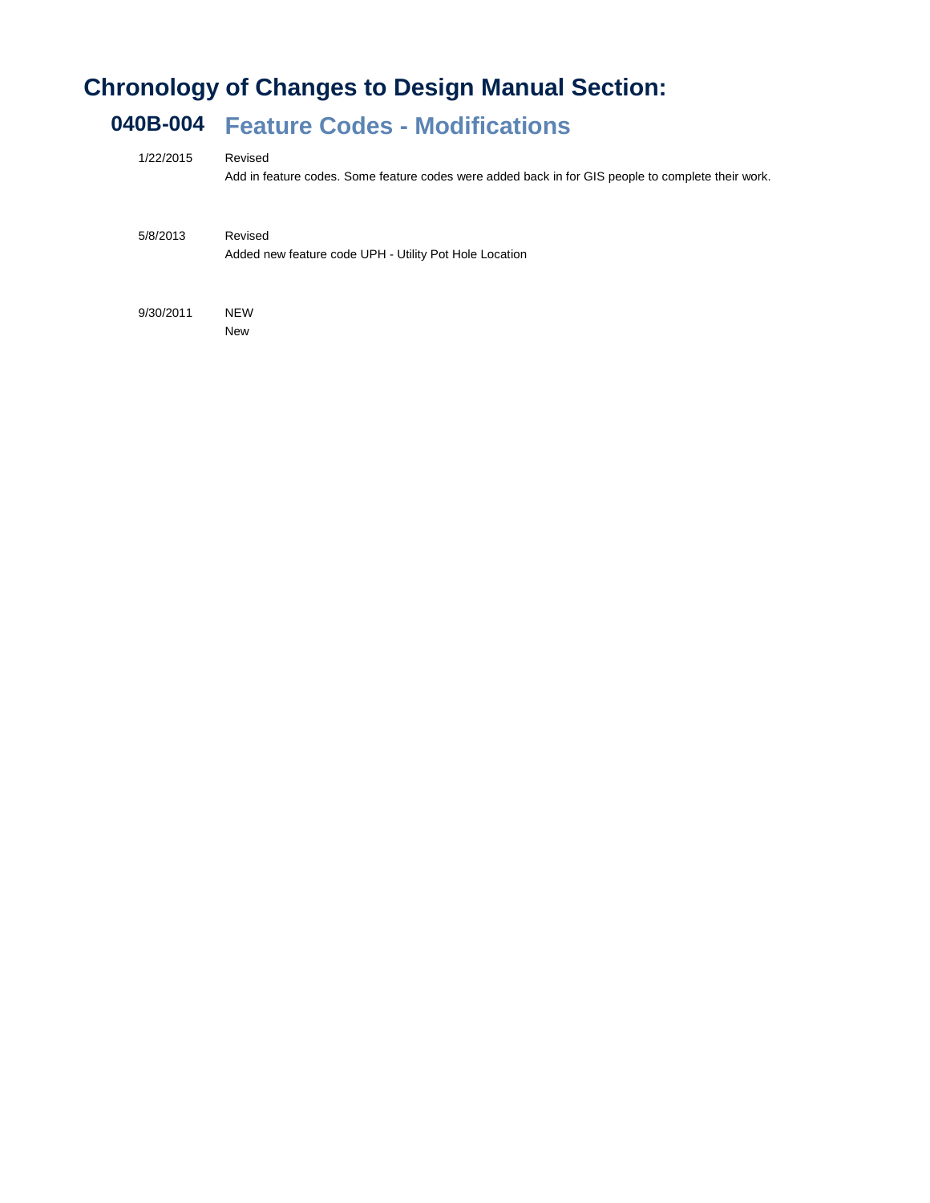# Chronology of Changes to Design Manual Section:

## 040B-004 Feature Codes - Modifications

1/22/2015 Revised

Add in feature codes. Some feature codes were added back in for GIS people to complete their work.

5/8/2013 Revised

Added new feature code UPH - Utility Pot Hole Location

9/30/2011 NEW

New